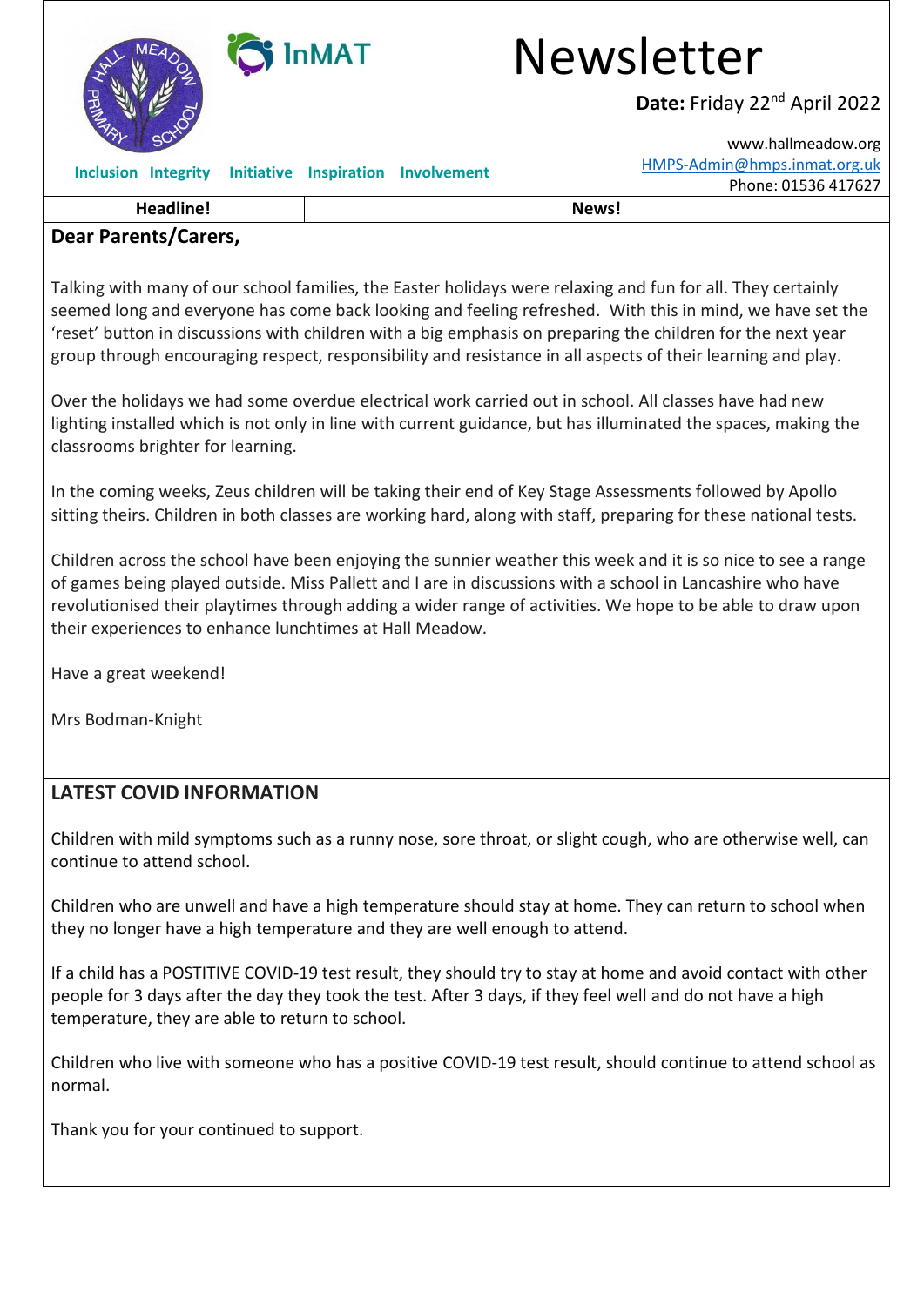# Newsletter

**Date:** Friday 22nd April 2022

Inclusion Integrity Initiative Inspiration Involvement

www.hallmeadow.org
HMPS-Admin@hmps.inmat.org.uk
Phone: 01536 417627

| Headline! | News! |
| --- | --- |

**Dear Parents/Carers,**

Talking with many of our school families, the Easter holidays were relaxing and fun for all. They certainly seemed long and everyone has come back looking and feeling refreshed. With this in mind, we have set the 'reset' button in discussions with children with a big emphasis on preparing the children for the next year group through encouraging respect, responsibility and resistance in all aspects of their learning and play.

Over the holidays we had some overdue electrical work carried out in school. All classes have had new lighting installed which is not only in line with current guidance, but has illuminated the spaces, making the classrooms brighter for learning.

In the coming weeks, Zeus children will be taking their end of Key Stage Assessments followed by Apollo sitting theirs. Children in both classes are working hard, along with staff, preparing for these national tests.

Children across the school have been enjoying the sunnier weather this week and it is so nice to see a range of games being played outside. Miss Pallett and I are in discussions with a school in Lancashire who have revolutionised their playtimes through adding a wider range of activities. We hope to be able to draw upon their experiences to enhance lunchtimes at Hall Meadow.

Have a great weekend!

Mrs Bodman-Knight

## LATEST COVID INFORMATION

Children with mild symptoms such as a runny nose, sore throat, or slight cough, who are otherwise well, can continue to attend school.

Children who are unwell and have a high temperature should stay at home. They can return to school when they no longer have a high temperature and they are well enough to attend.

If a child has a POSTITIVE COVID-19 test result, they should try to stay at home and avoid contact with other people for 3 days after the day they took the test. After 3 days, if they feel well and do not have a high temperature, they are able to return to school.

Children who live with someone who has a positive COVID-19 test result, should continue to attend school as normal.

Thank you for your continued to support.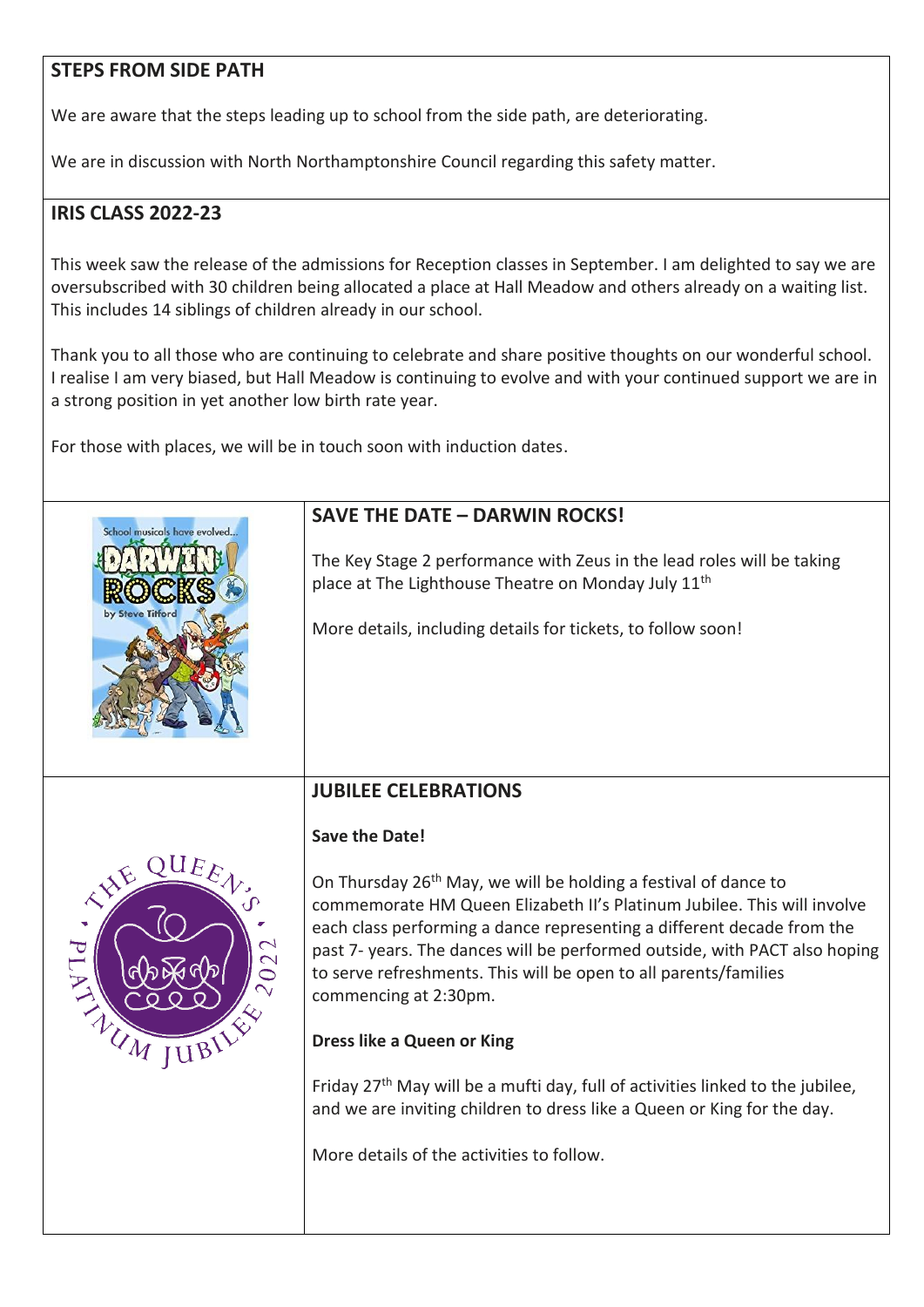## STEPS FROM SIDE PATH

We are aware that the steps leading up to school from the side path, are deteriorating.

We are in discussion with North Northamptonshire Council regarding this safety matter.

## IRIS CLASS 2022-23

This week saw the release of the admissions for Reception classes in September. I am delighted to say we are oversubscribed with 30 children being allocated a place at Hall Meadow and others already on a waiting list. This includes 14 siblings of children already in our school.

Thank you to all those who are continuing to celebrate and share positive thoughts on our wonderful school. I realise I am very biased, but Hall Meadow is continuing to evolve and with your continued support we are in a strong position in yet another low birth rate year.

For those with places, we will be in touch soon with induction dates.

## SAVE THE DATE – DARWIN ROCKS!

The Key Stage 2 performance with Zeus in the lead roles will be taking place at The Lighthouse Theatre on Monday July 11th

More details, including details for tickets, to follow soon!

## JUBILEE CELEBRATIONS

**Save the Date!**

On Thursday 26th May, we will be holding a festival of dance to commemorate HM Queen Elizabeth II's Platinum Jubilee. This will involve each class performing a dance representing a different decade from the past 7- years. The dances will be performed outside, with PACT also hoping to serve refreshments. This will be open to all parents/families commencing at 2:30pm.

**Dress like a Queen or King**

Friday 27th May will be a mufti day, full of activities linked to the jubilee, and we are inviting children to dress like a Queen or King for the day.

More details of the activities to follow.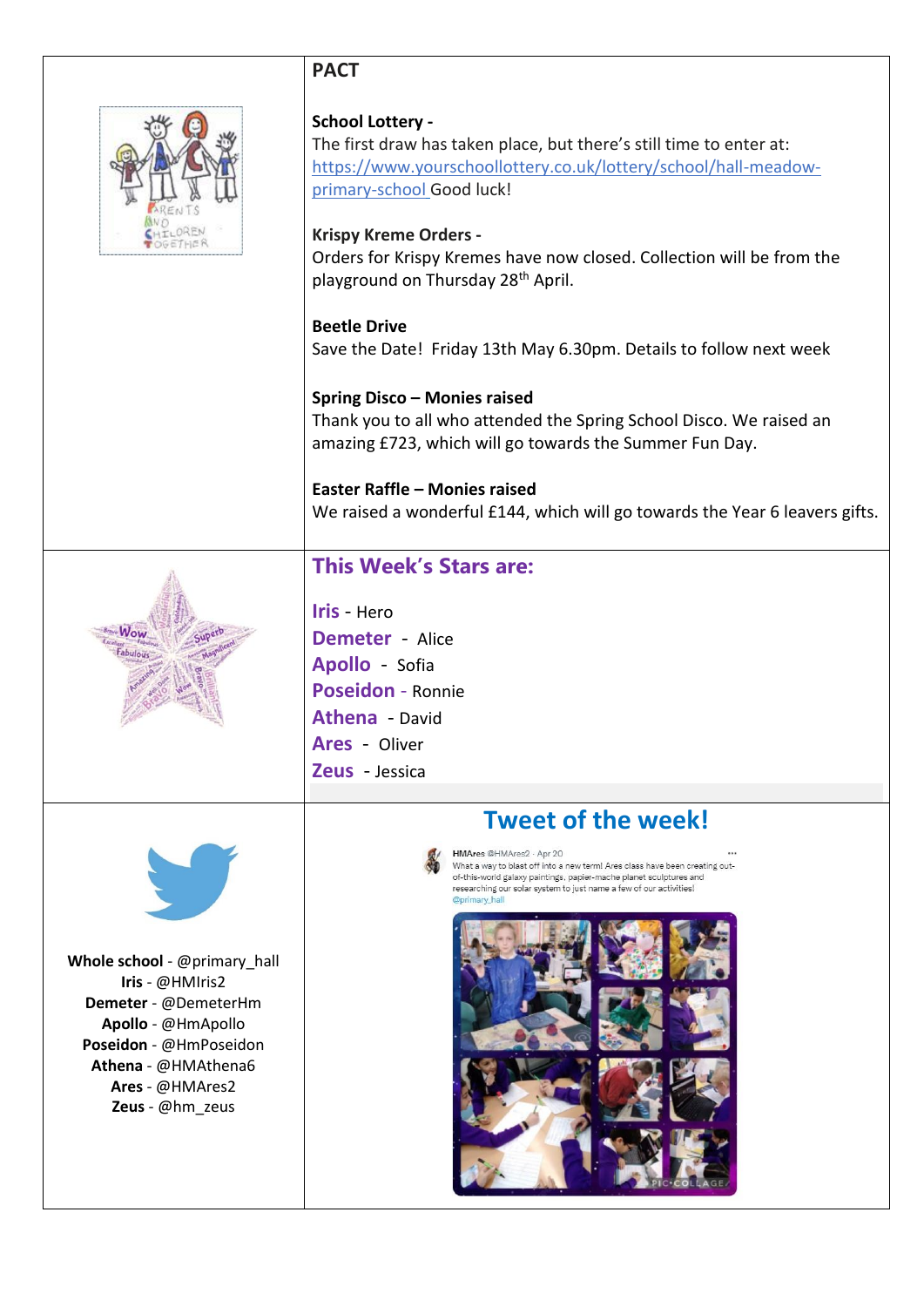## PACT

**School Lottery -**
The first draw has taken place, but there's still time to enter at: https://www.yourschoollottery.co.uk/lottery/school/hall-meadow-primary-school Good luck!

**Krispy Kreme Orders -**
Orders for Krispy Kremes have now closed. Collection will be from the playground on Thursday 28th April.

**Beetle Drive**
Save the Date! Friday 13th May 6.30pm. Details to follow next week

**Spring Disco – Monies raised**
Thank you to all who attended the Spring School Disco. We raised an amazing £723, which will go towards the Summer Fun Day.

**Easter Raffle – Monies raised**
We raised a wonderful £144, which will go towards the Year 6 leavers gifts.

## This Week's Stars are:

**Iris** - Hero
**Demeter** - Alice
**Apollo** - Sofia
**Poseidon** - Ronnie
**Athena** - David
**Ares** - Oliver
**Zeus** - Jessica

**Whole school** - @primary_hall
**Iris** - @HMIris2
**Demeter** - @DemeterHm
**Apollo** - @HmApollo
**Poseidon** - @HmPoseidon
**Athena** - @HMAthena6
**Ares** - @HMAres2
**Zeus** - @hm_zeus

## Tweet of the week!

HMAres @HMAres2 · Apr 20
What a way to blast off into a new term! Ares class have been creating out-of-this-world galaxy paintings, papier-mache planet sculptures and researching our solar system to just name a few of our activities! @primary_hall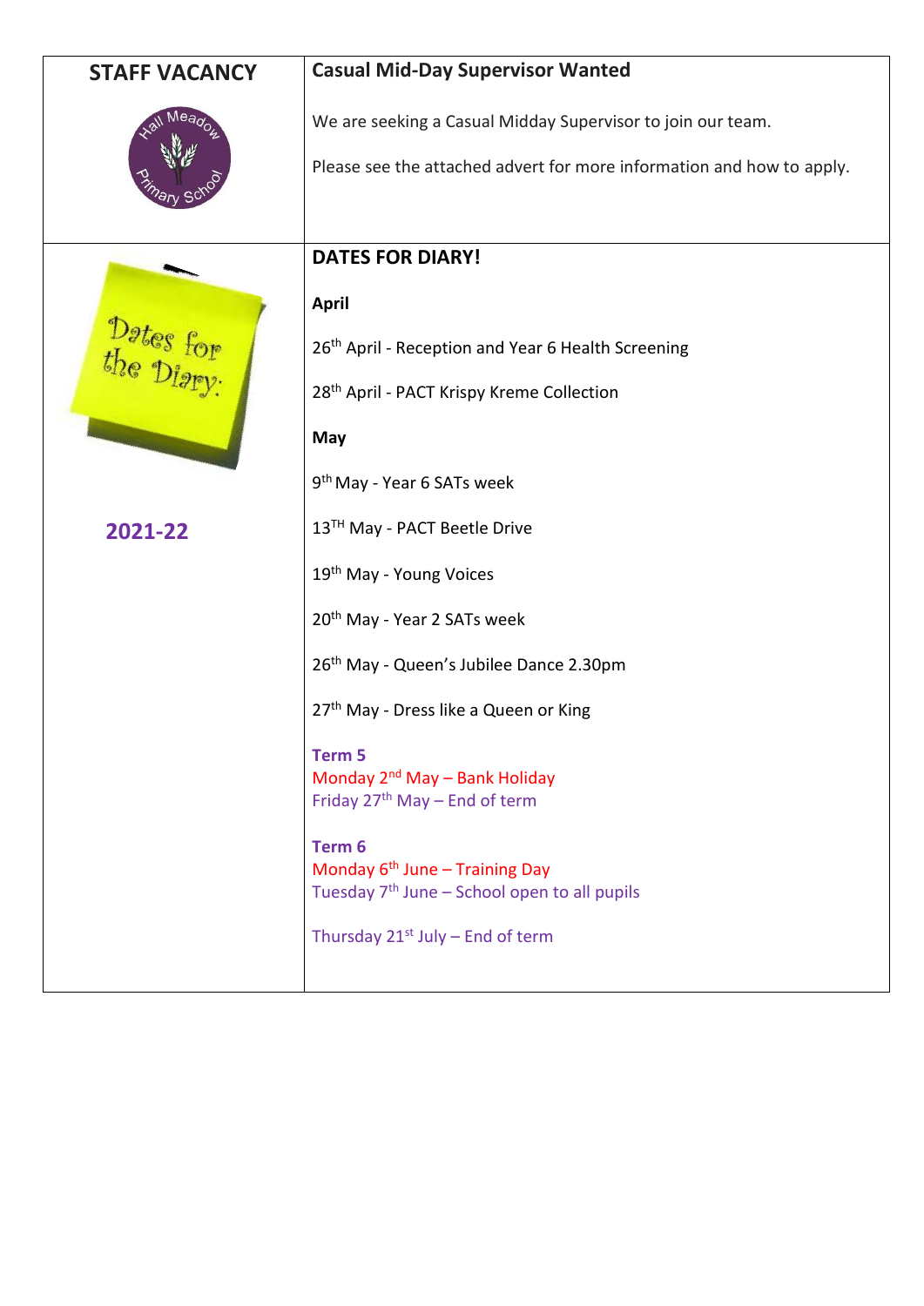| STAFF VACANCY | **Casual Mid-Day Supervisor Wanted**<br><br>We are seeking a Casual Midday Supervisor to join our team.<br><br>Please see the attached advert for more information and how to apply. |
|---|---|
| Dates for the Diary:<br><br>**2021-22** | **DATES FOR DIARY!**<br><br>**April**<br><br>26th April - Reception and Year 6 Health Screening<br><br>28th April - PACT Krispy Kreme Collection<br><br>**May**<br><br>9th May - Year 6 SATs week<br><br>13TH May - PACT Beetle Drive<br><br>19th May - Young Voices<br><br>20th May - Year 2 SATs week<br><br>26th May - Queen's Jubilee Dance 2.30pm<br><br>27th May - Dress like a Queen or King<br><br>**Term 5**<br>Monday 2nd May – Bank Holiday<br>Friday 27th May – End of term<br><br>**Term 6**<br>Monday 6th June – Training Day<br>Tuesday 7th June – School open to all pupils<br><br>Thursday 21st July – End of term |